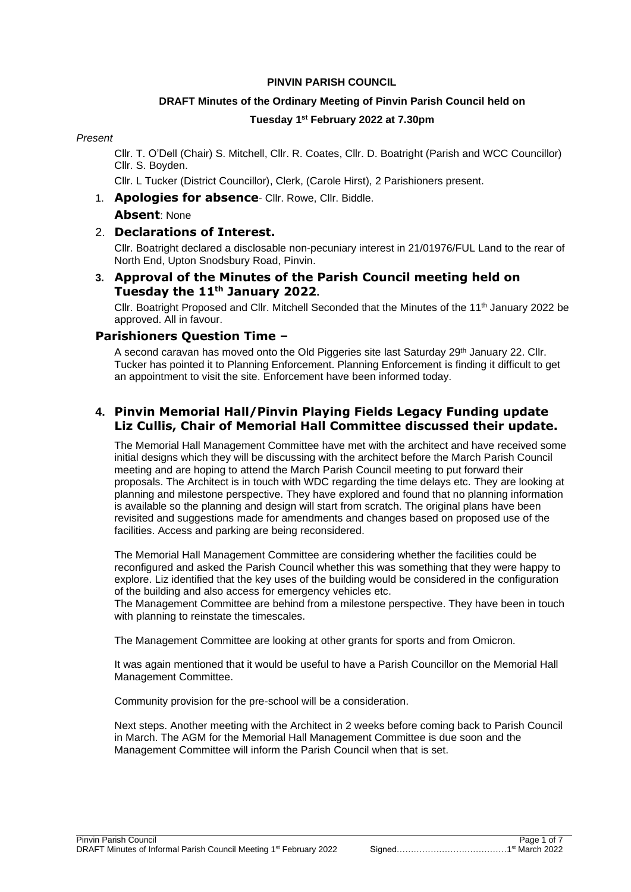**PINVIN PARISH COUNCIL**

**DRAFT Minutes of the Ordinary Meeting of Pinvin Parish Council held on**

**Tuesday 1st February 2022 at 7.30pm**

*Present*

Cllr. T. O'Dell (Chair) S. Mitchell, Cllr. R. Coates, Cllr. D. Boatright (Parish and WCC Councillor) Cllr. S. Boyden.

Cllr. L Tucker (District Councillor), Clerk, (Carole Hirst), 2 Parishioners present.

1. **Apologies for absence**- Cllr. Rowe, Cllr. Biddle.

   **Absent**: None

2. **Declarations of Interest.**

   Cllr. Boatright declared a disclosable non-pecuniary interest in 21/01976/FUL Land to the rear of North End, Upton Snodsbury Road, Pinvin.

3. **Approval of the Minutes of the Parish Council meeting held on Tuesday the 11th January 2022.**

   Cllr. Boatright Proposed and Cllr. Mitchell Seconded that the Minutes of the 11th January 2022 be approved. All in favour.

**Parishioners Question Time –**

A second caravan has moved onto the Old Piggeries site last Saturday 29th January 22. Cllr. Tucker has pointed it to Planning Enforcement. Planning Enforcement is finding it difficult to get an appointment to visit the site. Enforcement have been informed today.

4. **Pinvin Memorial Hall/Pinvin Playing Fields Legacy Funding update Liz Cullis, Chair of Memorial Hall Committee discussed their update.**

   The Memorial Hall Management Committee have met with the architect and have received some initial designs which they will be discussing with the architect before the March Parish Council meeting and are hoping to attend the March Parish Council meeting to put forward their proposals. The Architect is in touch with WDC regarding the time delays etc. They are looking at planning and milestone perspective. They have explored and found that no planning information is available so the planning and design will start from scratch. The original plans have been revisited and suggestions made for amendments and changes based on proposed use of the facilities. Access and parking are being reconsidered.

   The Memorial Hall Management Committee are considering whether the facilities could be reconfigured and asked the Parish Council whether this was something that they were happy to explore. Liz identified that the key uses of the building would be considered in the configuration of the building and also access for emergency vehicles etc.
   The Management Committee are behind from a milestone perspective. They have been in touch with planning to reinstate the timescales.

   The Management Committee are looking at other grants for sports and from Omicron.

   It was again mentioned that it would be useful to have a Parish Councillor on the Memorial Hall Management Committee.

   Community provision for the pre-school will be a consideration.

   Next steps. Another meeting with the Architect in 2 weeks before coming back to Parish Council in March. The AGM for the Memorial Hall Management Committee is due soon and the Management Committee will inform the Parish Council when that is set.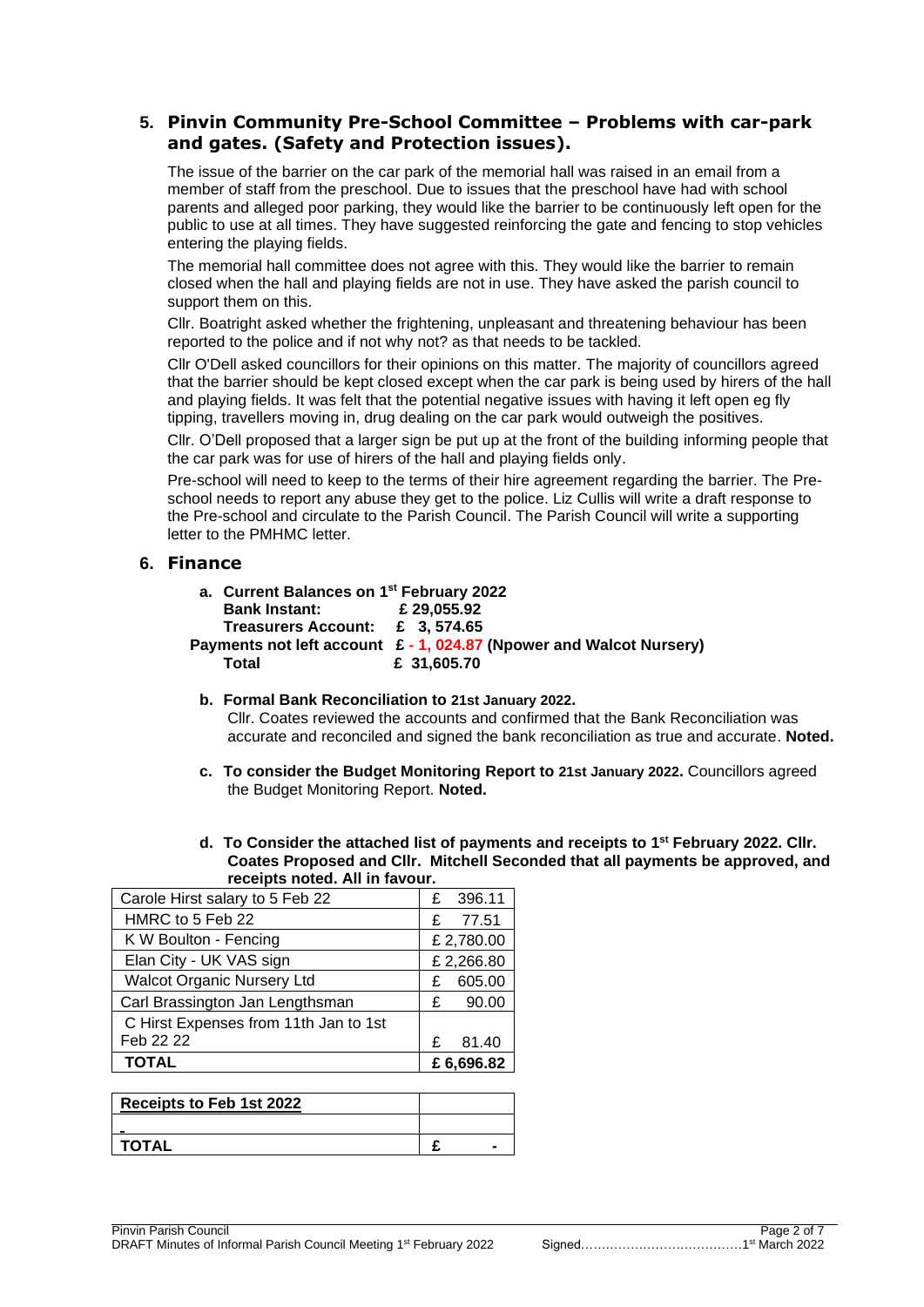## 5. Pinvin Community Pre-School Committee – Problems with car-park and gates. (Safety and Protection issues).

The issue of the barrier on the car park of the memorial hall was raised in an email from a member of staff from the preschool. Due to issues that the preschool have had with school parents and alleged poor parking, they would like the barrier to be continuously left open for the public to use at all times. They have suggested reinforcing the gate and fencing to stop vehicles entering the playing fields.

The memorial hall committee does not agree with this. They would like the barrier to remain closed when the hall and playing fields are not in use. They have asked the parish council to support them on this.

Cllr. Boatright asked whether the frightening, unpleasant and threatening behaviour has been reported to the police and if not why not? as that needs to be tackled.

Cllr O'Dell asked councillors for their opinions on this matter. The majority of councillors agreed that the barrier should be kept closed except when the car park is being used by hirers of the hall and playing fields. It was felt that the potential negative issues with having it left open eg fly tipping, travellers moving in, drug dealing on the car park would outweigh the positives.

Cllr. O'Dell proposed that a larger sign be put up at the front of the building informing people that the car park was for use of hirers of the hall and playing fields only.

Pre-school will need to keep to the terms of their hire agreement regarding the barrier. The Pre-school needs to report any abuse they get to the police. Liz Cullis will write a draft response to the Pre-school and circulate to the Parish Council. The Parish Council will write a supporting letter to the PMHMC letter.

## 6. Finance

**a. Current Balances on 1st February 2022**

| | |
|---|---|
| **Bank Instant:** | **£ 29,055.92** |
| **Treasurers Account:** | **£ 3, 574.65** |
| **Payments not left account** | **£ - 1, 024.87 (Npower and Walcot Nursery)** |
| **Total** | **£ 31,605.70** |

**b. Formal Bank Reconciliation to 21st January 2022.**
Cllr. Coates reviewed the accounts and confirmed that the Bank Reconciliation was accurate and reconciled and signed the bank reconciliation as true and accurate. **Noted.**

**c. To consider the Budget Monitoring Report to 21st January 2022.** Councillors agreed the Budget Monitoring Report. **Noted.**

**d. To Consider the attached list of payments and receipts to 1st February 2022. Cllr. Coates Proposed and Cllr. Mitchell Seconded that all payments be approved, and receipts noted. All in favour.**

| | |
|---|---|
| Carole Hirst salary to 5 Feb 22 | £ 396.11 |
| HMRC to 5 Feb 22 | £ 77.51 |
| K W Boulton - Fencing | £ 2,780.00 |
| Elan City - UK VAS sign | £ 2,266.80 |
| Walcot Organic Nursery Ltd | £ 605.00 |
| Carl Brassington Jan Lengthsman | £ 90.00 |
| C Hirst Expenses from 11th Jan to 1st Feb 22 22 | £ 81.40 |
| **TOTAL** | **£ 6,696.82** |

| **Receipts to Feb 1st 2022** | |
|---|---|
| - | |
| **TOTAL** | **£ -** |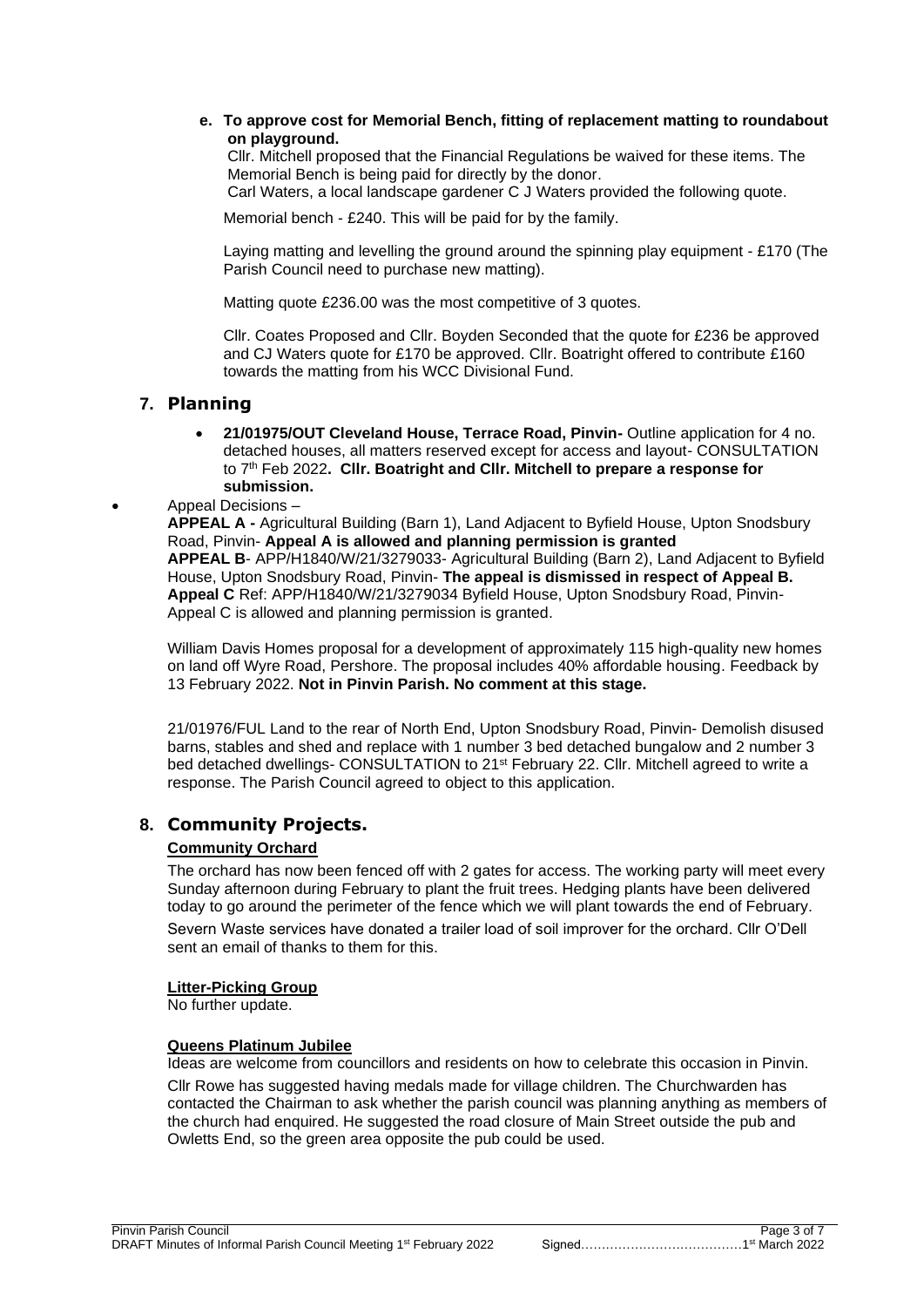**e. To approve cost for Memorial Bench, fitting of replacement matting to roundabout on playground.**

Cllr. Mitchell proposed that the Financial Regulations be waived for these items. The Memorial Bench is being paid for directly by the donor.
Carl Waters, a local landscape gardener C J Waters provided the following quote.

Memorial bench - £240. This will be paid for by the family.

Laying matting and levelling the ground around the spinning play equipment - £170 (The Parish Council need to purchase new matting).

Matting quote £236.00 was the most competitive of 3 quotes.

Cllr. Coates Proposed and Cllr. Boyden Seconded that the quote for £236 be approved and CJ Waters quote for £170 be approved. Cllr. Boatright offered to contribute £160 towards the matting from his WCC Divisional Fund.

## 7. Planning

- **21/01975/OUT Cleveland House, Terrace Road, Pinvin-** Outline application for 4 no. detached houses, all matters reserved except for access and layout- CONSULTATION to 7th Feb 2022**. Cllr. Boatright and Cllr. Mitchell to prepare a response for submission.**

- Appeal Decisions –

**APPEAL A -** Agricultural Building (Barn 1), Land Adjacent to Byfield House, Upton Snodsbury Road, Pinvin- **Appeal A is allowed and planning permission is granted**
**APPEAL B**- APP/H1840/W/21/3279033- Agricultural Building (Barn 2), Land Adjacent to Byfield House, Upton Snodsbury Road, Pinvin- **The appeal is dismissed in respect of Appeal B.**
**Appeal C** Ref: APP/H1840/W/21/3279034 Byfield House, Upton Snodsbury Road, Pinvin- Appeal C is allowed and planning permission is granted.

William Davis Homes proposal for a development of approximately 115 high-quality new homes on land off Wyre Road, Pershore. The proposal includes 40% affordable housing. Feedback by 13 February 2022. **Not in Pinvin Parish. No comment at this stage.**

21/01976/FUL Land to the rear of North End, Upton Snodsbury Road, Pinvin- Demolish disused barns, stables and shed and replace with 1 number 3 bed detached bungalow and 2 number 3 bed detached dwellings- CONSULTATION to 21st February 22. Cllr. Mitchell agreed to write a response. The Parish Council agreed to object to this application.

## 8. Community Projects.

**Community Orchard**

The orchard has now been fenced off with 2 gates for access. The working party will meet every Sunday afternoon during February to plant the fruit trees. Hedging plants have been delivered today to go around the perimeter of the fence which we will plant towards the end of February.

Severn Waste services have donated a trailer load of soil improver for the orchard. Cllr O'Dell sent an email of thanks to them for this.

**Litter-Picking Group**

No further update.

**Queens Platinum Jubilee**

Ideas are welcome from councillors and residents on how to celebrate this occasion in Pinvin.

Cllr Rowe has suggested having medals made for village children. The Churchwarden has contacted the Chairman to ask whether the parish council was planning anything as members of the church had enquired. He suggested the road closure of Main Street outside the pub and Owletts End, so the green area opposite the pub could be used.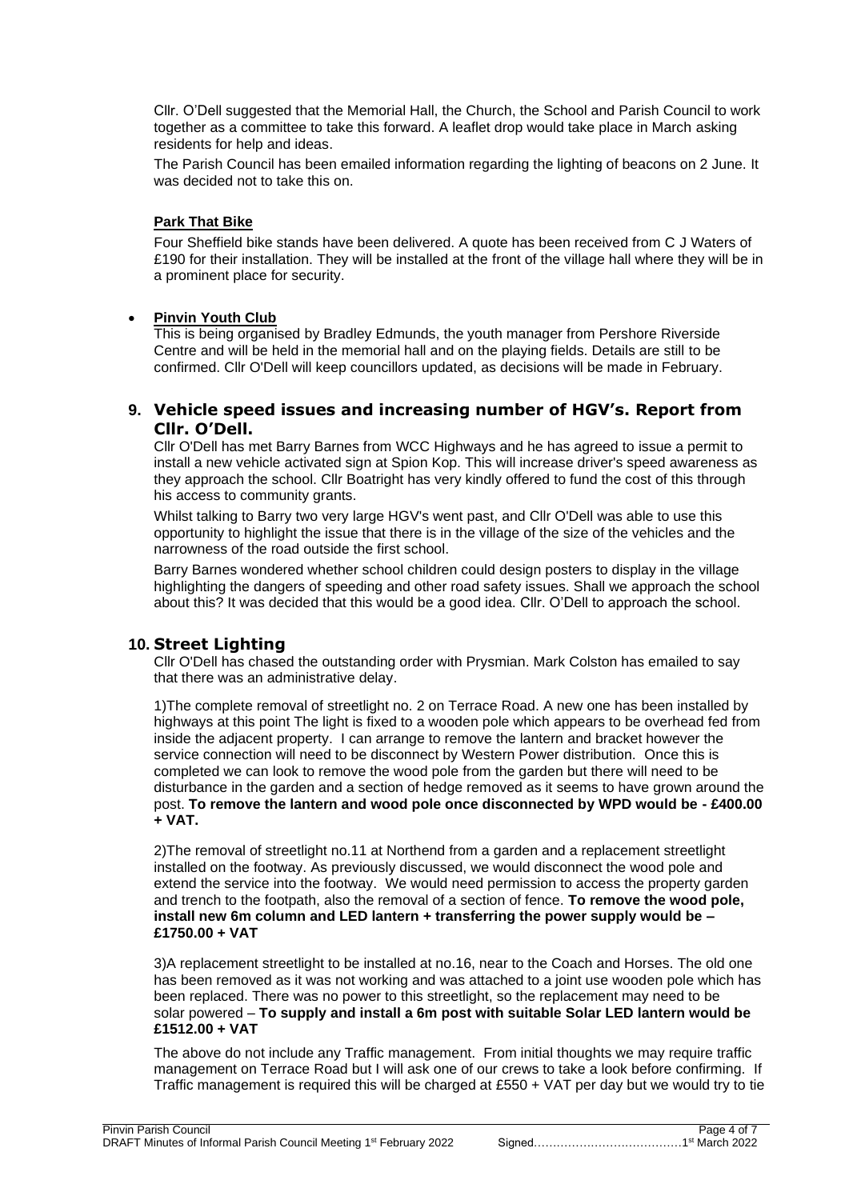Cllr. O'Dell suggested that the Memorial Hall, the Church, the School and Parish Council to work together as a committee to take this forward. A leaflet drop would take place in March asking residents for help and ideas.

The Parish Council has been emailed information regarding the lighting of beacons on 2 June. It was decided not to take this on.

**Park That Bike**

Four Sheffield bike stands have been delivered. A quote has been received from C J Waters of £190 for their installation. They will be installed at the front of the village hall where they will be in a prominent place for security.

- **Pinvin Youth Club**

  This is being organised by Bradley Edmunds, the youth manager from Pershore Riverside Centre and will be held in the memorial hall and on the playing fields. Details are still to be confirmed. Cllr O'Dell will keep councillors updated, as decisions will be made in February.

## 9. Vehicle speed issues and increasing number of HGV's. Report from Cllr. O'Dell.

Cllr O'Dell has met Barry Barnes from WCC Highways and he has agreed to issue a permit to install a new vehicle activated sign at Spion Kop. This will increase driver's speed awareness as they approach the school. Cllr Boatright has very kindly offered to fund the cost of this through his access to community grants.

Whilst talking to Barry two very large HGV's went past, and Cllr O'Dell was able to use this opportunity to highlight the issue that there is in the village of the size of the vehicles and the narrowness of the road outside the first school.

Barry Barnes wondered whether school children could design posters to display in the village highlighting the dangers of speeding and other road safety issues. Shall we approach the school about this? It was decided that this would be a good idea. Cllr. O'Dell to approach the school.

## 10. Street Lighting

Cllr O'Dell has chased the outstanding order with Prysmian. Mark Colston has emailed to say that there was an administrative delay.

1)The complete removal of streetlight no. 2 on Terrace Road. A new one has been installed by highways at this point The light is fixed to a wooden pole which appears to be overhead fed from inside the adjacent property. I can arrange to remove the lantern and bracket however the service connection will need to be disconnect by Western Power distribution. Once this is completed we can look to remove the wood pole from the garden but there will need to be disturbance in the garden and a section of hedge removed as it seems to have grown around the post. **To remove the lantern and wood pole once disconnected by WPD would be - £400.00 + VAT.**

2)The removal of streetlight no.11 at Northend from a garden and a replacement streetlight installed on the footway. As previously discussed, we would disconnect the wood pole and extend the service into the footway. We would need permission to access the property garden and trench to the footpath, also the removal of a section of fence. **To remove the wood pole, install new 6m column and LED lantern + transferring the power supply would be – £1750.00 + VAT**

3)A replacement streetlight to be installed at no.16, near to the Coach and Horses. The old one has been removed as it was not working and was attached to a joint use wooden pole which has been replaced. There was no power to this streetlight, so the replacement may need to be solar powered – **To supply and install a 6m post with suitable Solar LED lantern would be £1512.00 + VAT**

The above do not include any Traffic management. From initial thoughts we may require traffic management on Terrace Road but I will ask one of our crews to take a look before confirming. If Traffic management is required this will be charged at £550 + VAT per day but we would try to tie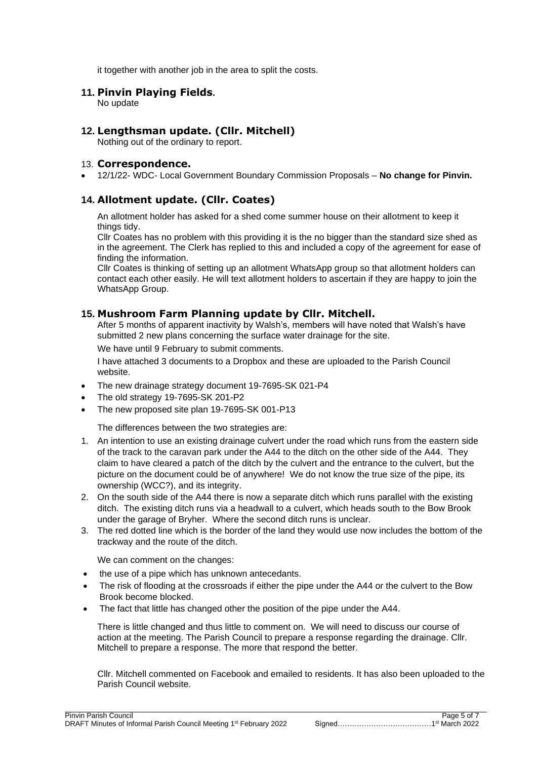it together with another job in the area to split the costs.

## 11. Pinvin Playing Fields.

No update

## 12. Lengthsman update. (Cllr. Mitchell)

Nothing out of the ordinary to report.

## 13. Correspondence.

- 12/1/22- WDC- Local Government Boundary Commission Proposals – **No change for Pinvin.**

## 14. Allotment update. (Cllr. Coates)

An allotment holder has asked for a shed come summer house on their allotment to keep it things tidy.

Cllr Coates has no problem with this providing it is the no bigger than the standard size shed as in the agreement. The Clerk has replied to this and included a copy of the agreement for ease of finding the information.

Cllr Coates is thinking of setting up an allotment WhatsApp group so that allotment holders can contact each other easily. He will text allotment holders to ascertain if they are happy to join the WhatsApp Group.

## 15. Mushroom Farm Planning update by Cllr. Mitchell.

After 5 months of apparent inactivity by Walsh's, members will have noted that Walsh's have submitted 2 new plans concerning the surface water drainage for the site.

We have until 9 February to submit comments.

I have attached 3 documents to a Dropbox and these are uploaded to the Parish Council website.

- The new drainage strategy document 19-7695-SK 021-P4
- The old strategy 19-7695-SK 201-P2
- The new proposed site plan 19-7695-SK 001-P13

The differences between the two strategies are:

1. An intention to use an existing drainage culvert under the road which runs from the eastern side of the track to the caravan park under the A44 to the ditch on the other side of the A44. They claim to have cleared a patch of the ditch by the culvert and the entrance to the culvert, but the picture on the document could be of anywhere! We do not know the true size of the pipe, its ownership (WCC?), and its integrity.
2. On the south side of the A44 there is now a separate ditch which runs parallel with the existing ditch. The existing ditch runs via a headwall to a culvert, which heads south to the Bow Brook under the garage of Bryher. Where the second ditch runs is unclear.
3. The red dotted line which is the border of the land they would use now includes the bottom of the trackway and the route of the ditch.

We can comment on the changes:

- the use of a pipe which has unknown antecedants.
- The risk of flooding at the crossroads if either the pipe under the A44 or the culvert to the Bow Brook become blocked.
- The fact that little has changed other the position of the pipe under the A44.

There is little changed and thus little to comment on. We will need to discuss our course of action at the meeting. The Parish Council to prepare a response regarding the drainage. Cllr. Mitchell to prepare a response. The more that respond the better.

Cllr. Mitchell commented on Facebook and emailed to residents. It has also been uploaded to the Parish Council website.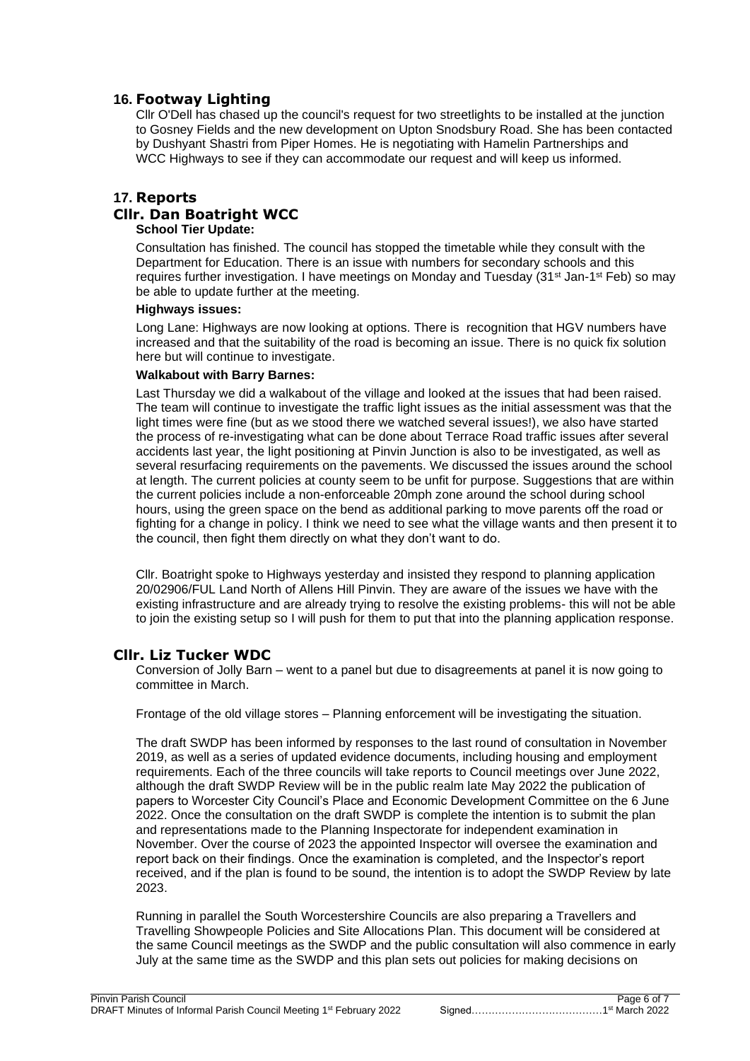## 16. Footway Lighting

Cllr O'Dell has chased up the council's request for two streetlights to be installed at the junction to Gosney Fields and the new development on Upton Snodsbury Road. She has been contacted by Dushyant Shastri from Piper Homes. He is negotiating with Hamelin Partnerships and WCC Highways to see if they can accommodate our request and will keep us informed.

## 17. Reports

## Cllr. Dan Boatright WCC

**School Tier Update:**

Consultation has finished. The council has stopped the timetable while they consult with the Department for Education. There is an issue with numbers for secondary schools and this requires further investigation. I have meetings on Monday and Tuesday (31st Jan-1st Feb) so may be able to update further at the meeting.

**Highways issues:**

Long Lane: Highways are now looking at options. There is recognition that HGV numbers have increased and that the suitability of the road is becoming an issue. There is no quick fix solution here but will continue to investigate.

**Walkabout with Barry Barnes:**

Last Thursday we did a walkabout of the village and looked at the issues that had been raised. The team will continue to investigate the traffic light issues as the initial assessment was that the light times were fine (but as we stood there we watched several issues!), we also have started the process of re-investigating what can be done about Terrace Road traffic issues after several accidents last year, the light positioning at Pinvin Junction is also to be investigated, as well as several resurfacing requirements on the pavements. We discussed the issues around the school at length. The current policies at county seem to be unfit for purpose. Suggestions that are within the current policies include a non-enforceable 20mph zone around the school during school hours, using the green space on the bend as additional parking to move parents off the road or fighting for a change in policy. I think we need to see what the village wants and then present it to the council, then fight them directly on what they don't want to do.

Cllr. Boatright spoke to Highways yesterday and insisted they respond to planning application 20/02906/FUL Land North of Allens Hill Pinvin. They are aware of the issues we have with the existing infrastructure and are already trying to resolve the existing problems- this will not be able to join the existing setup so I will push for them to put that into the planning application response.

## Cllr. Liz Tucker WDC

Conversion of Jolly Barn – went to a panel but due to disagreements at panel it is now going to committee in March.

Frontage of the old village stores – Planning enforcement will be investigating the situation.

The draft SWDP has been informed by responses to the last round of consultation in November 2019, as well as a series of updated evidence documents, including housing and employment requirements. Each of the three councils will take reports to Council meetings over June 2022, although the draft SWDP Review will be in the public realm late May 2022 the publication of papers to Worcester City Council's Place and Economic Development Committee on the 6 June 2022. Once the consultation on the draft SWDP is complete the intention is to submit the plan and representations made to the Planning Inspectorate for independent examination in November. Over the course of 2023 the appointed Inspector will oversee the examination and report back on their findings. Once the examination is completed, and the Inspector's report received, and if the plan is found to be sound, the intention is to adopt the SWDP Review by late 2023.

Running in parallel the South Worcestershire Councils are also preparing a Travellers and Travelling Showpeople Policies and Site Allocations Plan. This document will be considered at the same Council meetings as the SWDP and the public consultation will also commence in early July at the same time as the SWDP and this plan sets out policies for making decisions on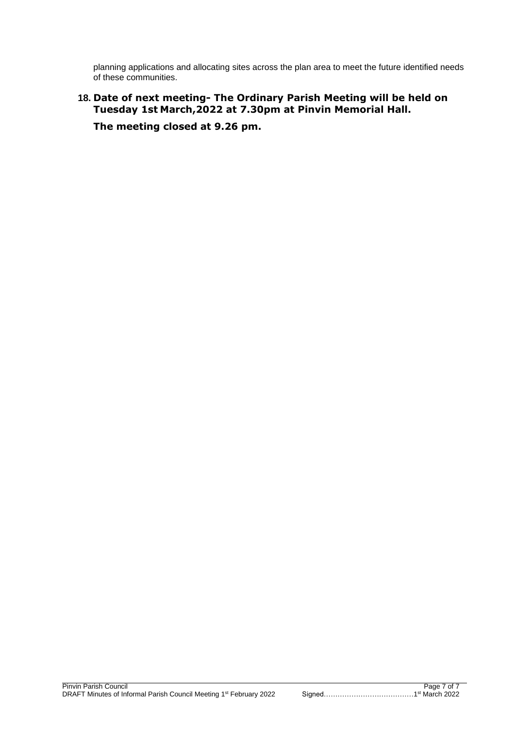planning applications and allocating sites across the plan area to meet the future identified needs of these communities.

**18. Date of next meeting- The Ordinary Parish Meeting will be held on Tuesday 1st March,2022 at 7.30pm at Pinvin Memorial Hall.**

**The meeting closed at 9.26 pm.**